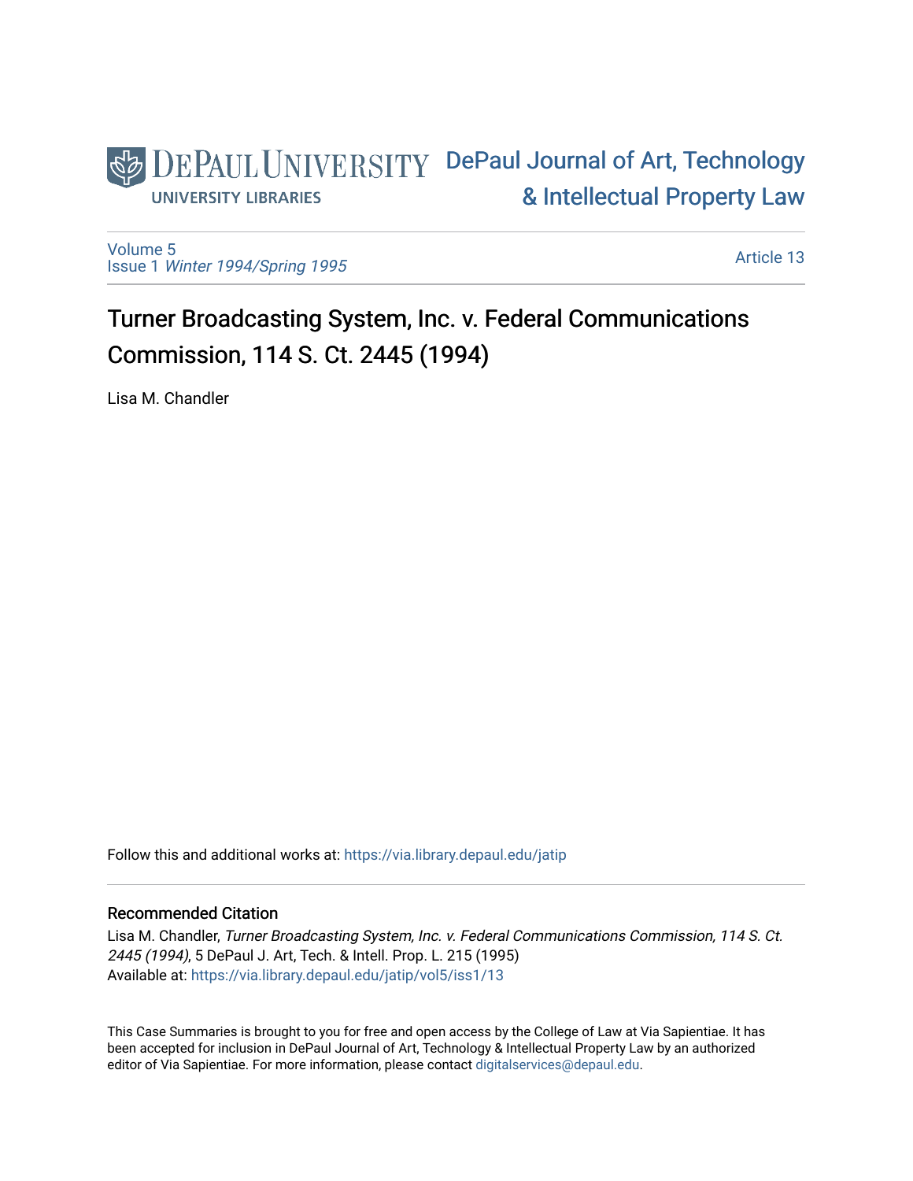DePaul University Libraries

DePaul Journal of Art, Technology & Intellectual Property Law

Volume 5
Issue 1 *Winter 1994/Spring 1995*

Article 13

# Turner Broadcasting System, Inc. v. Federal Communications Commission, 114 S. Ct. 2445 (1994)

Lisa M. Chandler

Follow this and additional works at: https://via.library.depaul.edu/jatip

## Recommended Citation

Lisa M. Chandler, *Turner Broadcasting System, Inc. v. Federal Communications Commission, 114 S. Ct. 2445 (1994)*, 5 DePaul J. Art, Tech. & Intell. Prop. L. 215 (1995)
Available at: https://via.library.depaul.edu/jatip/vol5/iss1/13

This Case Summaries is brought to you for free and open access by the College of Law at Via Sapientiae. It has been accepted for inclusion in DePaul Journal of Art, Technology & Intellectual Property Law by an authorized editor of Via Sapientiae. For more information, please contact digitalservices@depaul.edu.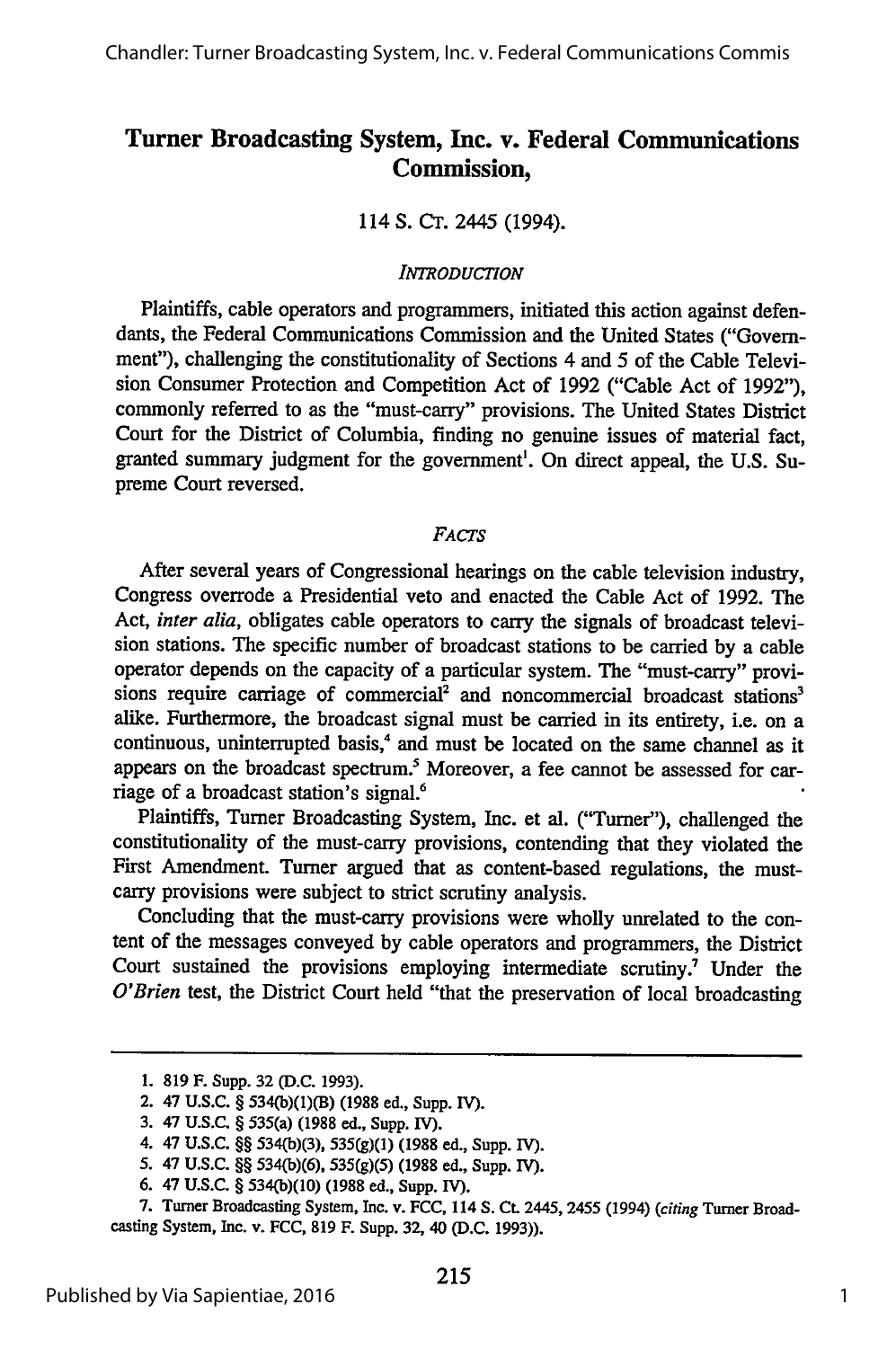# Turner Broadcasting System, Inc. v. Federal Communications Commission,

114 S. Ct. 2445 (1994).

## *Introduction*

Plaintiffs, cable operators and programmers, initiated this action against defendants, the Federal Communications Commission and the United States ("Government"), challenging the constitutionality of Sections 4 and 5 of the Cable Television Consumer Protection and Competition Act of 1992 ("Cable Act of 1992"), commonly referred to as the "must-carry" provisions. The United States District Court for the District of Columbia, finding no genuine issues of material fact, granted summary judgment for the government[1]. On direct appeal, the U.S. Supreme Court reversed.

## *Facts*

After several years of Congressional hearings on the cable television industry, Congress overrode a Presidential veto and enacted the Cable Act of 1992. The Act, *inter alia*, obligates cable operators to carry the signals of broadcast television stations. The specific number of broadcast stations to be carried by a cable operator depends on the capacity of a particular system. The "must-carry" provisions require carriage of commercial[2] and noncommercial broadcast stations[3] alike. Furthermore, the broadcast signal must be carried in its entirety, i.e. on a continuous, uninterrupted basis,[4] and must be located on the same channel as it appears on the broadcast spectrum.[5] Moreover, a fee cannot be assessed for carriage of a broadcast station's signal.[6]

Plaintiffs, Turner Broadcasting System, Inc. et al. ("Turner"), challenged the constitutionality of the must-carry provisions, contending that they violated the First Amendment. Turner argued that as content-based regulations, the must-carry provisions were subject to strict scrutiny analysis.

Concluding that the must-carry provisions were wholly unrelated to the content of the messages conveyed by cable operators and programmers, the District Court sustained the provisions employing intermediate scrutiny.[7] Under the *O'Brien* test, the District Court held "that the preservation of local broadcasting

---

1. 819 F. Supp. 32 (D.C. 1993).
2. 47 U.S.C. § 534(b)(1)(B) (1988 ed., Supp. IV).
3. 47 U.S.C. § 535(a) (1988 ed., Supp. IV).
4. 47 U.S.C. §§ 534(b)(3), 535(g)(1) (1988 ed., Supp. IV).
5. 47 U.S.C. §§ 534(b)(6), 535(g)(5) (1988 ed., Supp. IV).
6. 47 U.S.C. § 534(b)(10) (1988 ed., Supp. IV).
7. Turner Broadcasting System, Inc. v. FCC, 114 S. Ct. 2445, 2455 (1994) (*citing* Turner Broadcasting System, Inc. v. FCC, 819 F. Supp. 32, 40 (D.C. 1993)).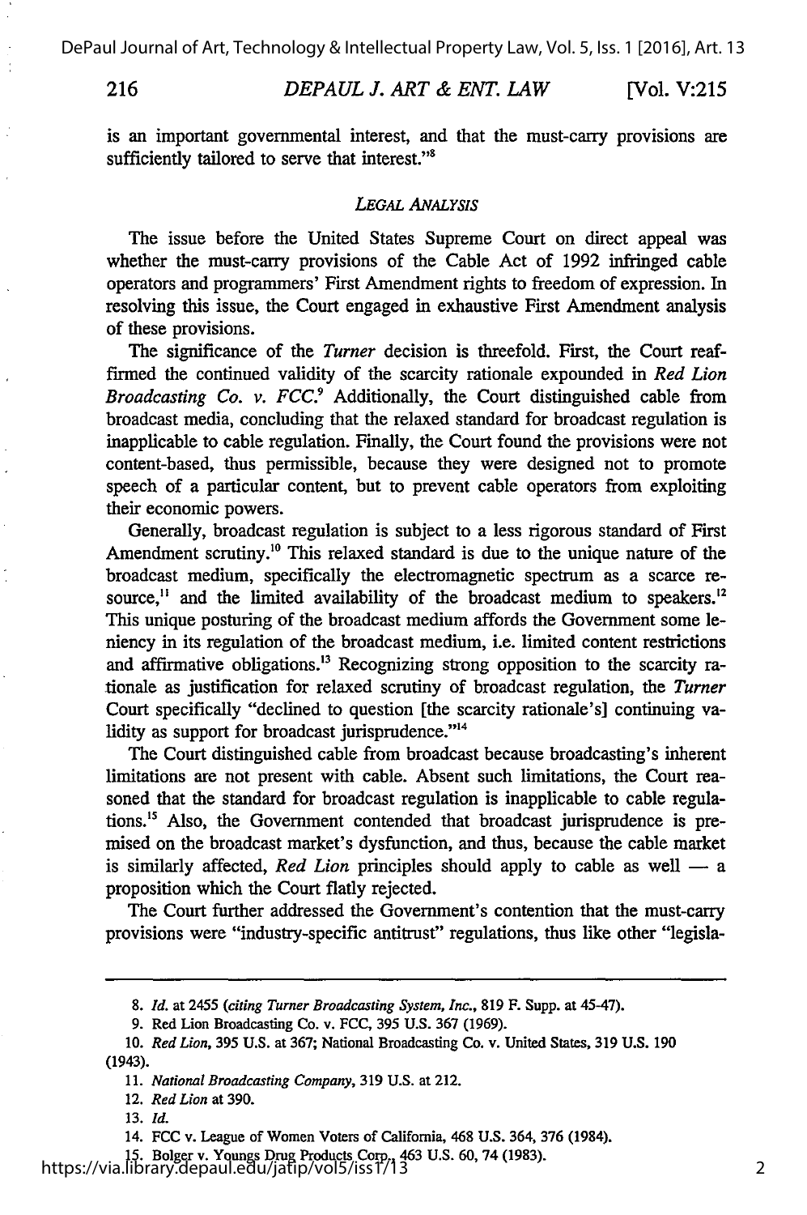is an important governmental interest, and that the must-carry provisions are sufficiently tailored to serve that interest."[8]

## *LEGAL ANALYSIS*

The issue before the United States Supreme Court on direct appeal was whether the must-carry provisions of the Cable Act of 1992 infringed cable operators and programmers' First Amendment rights to freedom of expression. In resolving this issue, the Court engaged in exhaustive First Amendment analysis of these provisions.

The significance of the *Turner* decision is threefold. First, the Court reaffirmed the continued validity of the scarcity rationale expounded in *Red Lion Broadcasting Co. v. FCC.*[9] Additionally, the Court distinguished cable from broadcast media, concluding that the relaxed standard for broadcast regulation is inapplicable to cable regulation. Finally, the Court found the provisions were not content-based, thus permissible, because they were designed not to promote speech of a particular content, but to prevent cable operators from exploiting their economic powers.

Generally, broadcast regulation is subject to a less rigorous standard of First Amendment scrutiny.[10] This relaxed standard is due to the unique nature of the broadcast medium, specifically the electromagnetic spectrum as a scarce resource,[11] and the limited availability of the broadcast medium to speakers.[12] This unique posturing of the broadcast medium affords the Government some leniency in its regulation of the broadcast medium, i.e. limited content restrictions and affirmative obligations.[13] Recognizing strong opposition to the scarcity rationale as justification for relaxed scrutiny of broadcast regulation, the *Turner* Court specifically "declined to question [the scarcity rationale's] continuing validity as support for broadcast jurisprudence."[14]

The Court distinguished cable from broadcast because broadcasting's inherent limitations are not present with cable. Absent such limitations, the Court reasoned that the standard for broadcast regulation is inapplicable to cable regulations.[15] Also, the Government contended that broadcast jurisprudence is premised on the broadcast market's dysfunction, and thus, because the cable market is similarly affected, *Red Lion* principles should apply to cable as well — a proposition which the Court flatly rejected.

The Court further addressed the Government's contention that the must-carry provisions were "industry-specific antitrust" regulations, thus like other "legisla-

---

8. *Id.* at 2455 (*citing Turner Broadcasting System, Inc.*, 819 F. Supp. at 45-47).

9. Red Lion Broadcasting Co. v. FCC, 395 U.S. 367 (1969).

10. *Red Lion*, 395 U.S. at 367; National Broadcasting Co. v. United States, 319 U.S. 190 (1943).

11. *National Broadcasting Company*, 319 U.S. at 212.

12. *Red Lion* at 390.

13. *Id.*

14. FCC v. League of Women Voters of California, 468 U.S. 364, 376 (1984).

15. Bolger v. Youngs Drug Products Corp., 463 U.S. 60, 74 (1983).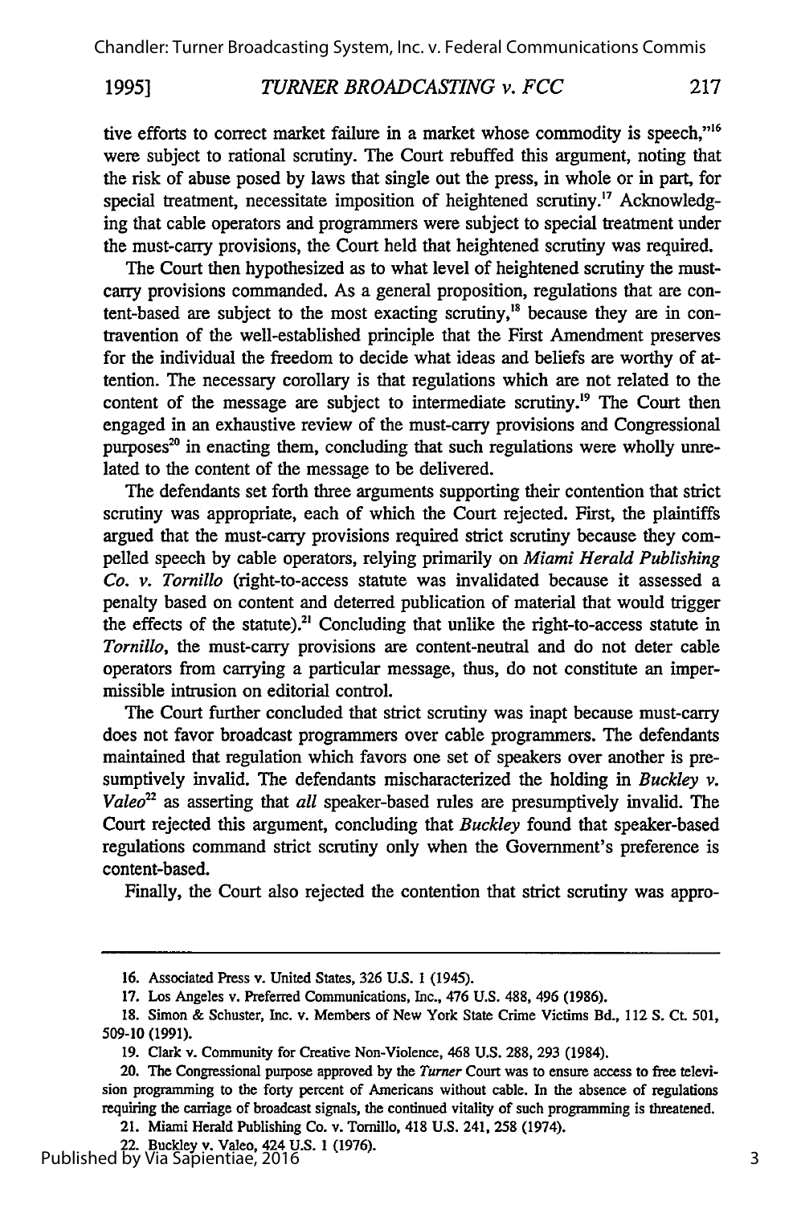tive efforts to correct market failure in a market whose commodity is speech,"[16] were subject to rational scrutiny. The Court rebuffed this argument, noting that the risk of abuse posed by laws that single out the press, in whole or in part, for special treatment, necessitate imposition of heightened scrutiny.[17] Acknowledging that cable operators and programmers were subject to special treatment under the must-carry provisions, the Court held that heightened scrutiny was required.

The Court then hypothesized as to what level of heightened scrutiny the must-carry provisions commanded. As a general proposition, regulations that are content-based are subject to the most exacting scrutiny,[18] because they are in contravention of the well-established principle that the First Amendment preserves for the individual the freedom to decide what ideas and beliefs are worthy of attention. The necessary corollary is that regulations which are not related to the content of the message are subject to intermediate scrutiny.[19] The Court then engaged in an exhaustive review of the must-carry provisions and Congressional purposes[20] in enacting them, concluding that such regulations were wholly unrelated to the content of the message to be delivered.

The defendants set forth three arguments supporting their contention that strict scrutiny was appropriate, each of which the Court rejected. First, the plaintiffs argued that the must-carry provisions required strict scrutiny because they compelled speech by cable operators, relying primarily on *Miami Herald Publishing Co. v. Tornillo* (right-to-access statute was invalidated because it assessed a penalty based on content and deterred publication of material that would trigger the effects of the statute).[21] Concluding that unlike the right-to-access statute in *Tornillo*, the must-carry provisions are content-neutral and do not deter cable operators from carrying a particular message, thus, do not constitute an impermissible intrusion on editorial control.

The Court further concluded that strict scrutiny was inapt because must-carry does not favor broadcast programmers over cable programmers. The defendants maintained that regulation which favors one set of speakers over another is presumptively invalid. The defendants mischaracterized the holding in *Buckley v. Valeo*[22] as asserting that *all* speaker-based rules are presumptively invalid. The Court rejected this argument, concluding that *Buckley* found that speaker-based regulations command strict scrutiny only when the Government's preference is content-based.

Finally, the Court also rejected the contention that strict scrutiny was appro-

---

16. Associated Press v. United States, 326 U.S. 1 (1945).

17. Los Angeles v. Preferred Communications, Inc., 476 U.S. 488, 496 (1986).

18. Simon & Schuster, Inc. v. Members of New York State Crime Victims Bd., 112 S. Ct. 501, 509-10 (1991).

19. Clark v. Community for Creative Non-Violence, 468 U.S. 288, 293 (1984).

20. The Congressional purpose approved by the *Turner* Court was to ensure access to free television programming to the forty percent of Americans without cable. In the absence of regulations requiring the carriage of broadcast signals, the continued vitality of such programming is threatened.

21. Miami Herald Publishing Co. v. Tornillo, 418 U.S. 241, 258 (1974).

22. Buckley v. Valeo, 424 U.S. 1 (1976).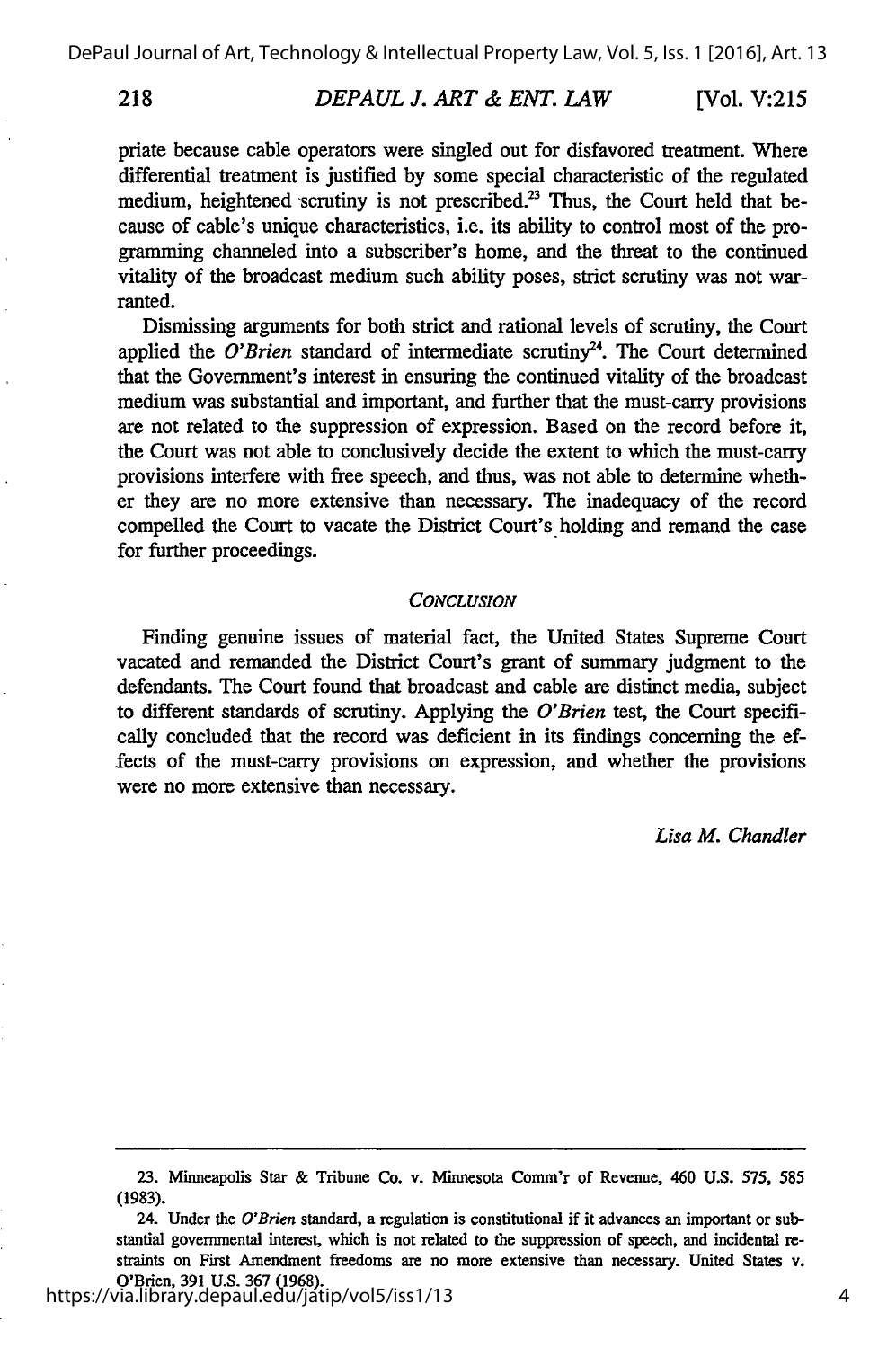priate because cable operators were singled out for disfavored treatment. Where differential treatment is justified by some special characteristic of the regulated medium, heightened scrutiny is not prescribed.[23] Thus, the Court held that because of cable's unique characteristics, i.e. its ability to control most of the programming channeled into a subscriber's home, and the threat to the continued vitality of the broadcast medium such ability poses, strict scrutiny was not warranted.

Dismissing arguments for both strict and rational levels of scrutiny, the Court applied the *O'Brien* standard of intermediate scrutiny[24]. The Court determined that the Government's interest in ensuring the continued vitality of the broadcast medium was substantial and important, and further that the must-carry provisions are not related to the suppression of expression. Based on the record before it, the Court was not able to conclusively decide the extent to which the must-carry provisions interfere with free speech, and thus, was not able to determine whether they are no more extensive than necessary. The inadequacy of the record compelled the Court to vacate the District Court's holding and remand the case for further proceedings.

## *CONCLUSION*

Finding genuine issues of material fact, the United States Supreme Court vacated and remanded the District Court's grant of summary judgment to the defendants. The Court found that broadcast and cable are distinct media, subject to different standards of scrutiny. Applying the *O'Brien* test, the Court specifically concluded that the record was deficient in its findings concerning the effects of the must-carry provisions on expression, and whether the provisions were no more extensive than necessary.

*Lisa M. Chandler*

---

23. Minneapolis Star & Tribune Co. v. Minnesota Comm'r of Revenue, 460 U.S. 575, 585 (1983).

24. Under the *O'Brien* standard, a regulation is constitutional if it advances an important or substantial governmental interest, which is not related to the suppression of speech, and incidental restraints on First Amendment freedoms are no more extensive than necessary. United States v. O'Brien, 391 U.S. 367 (1968).